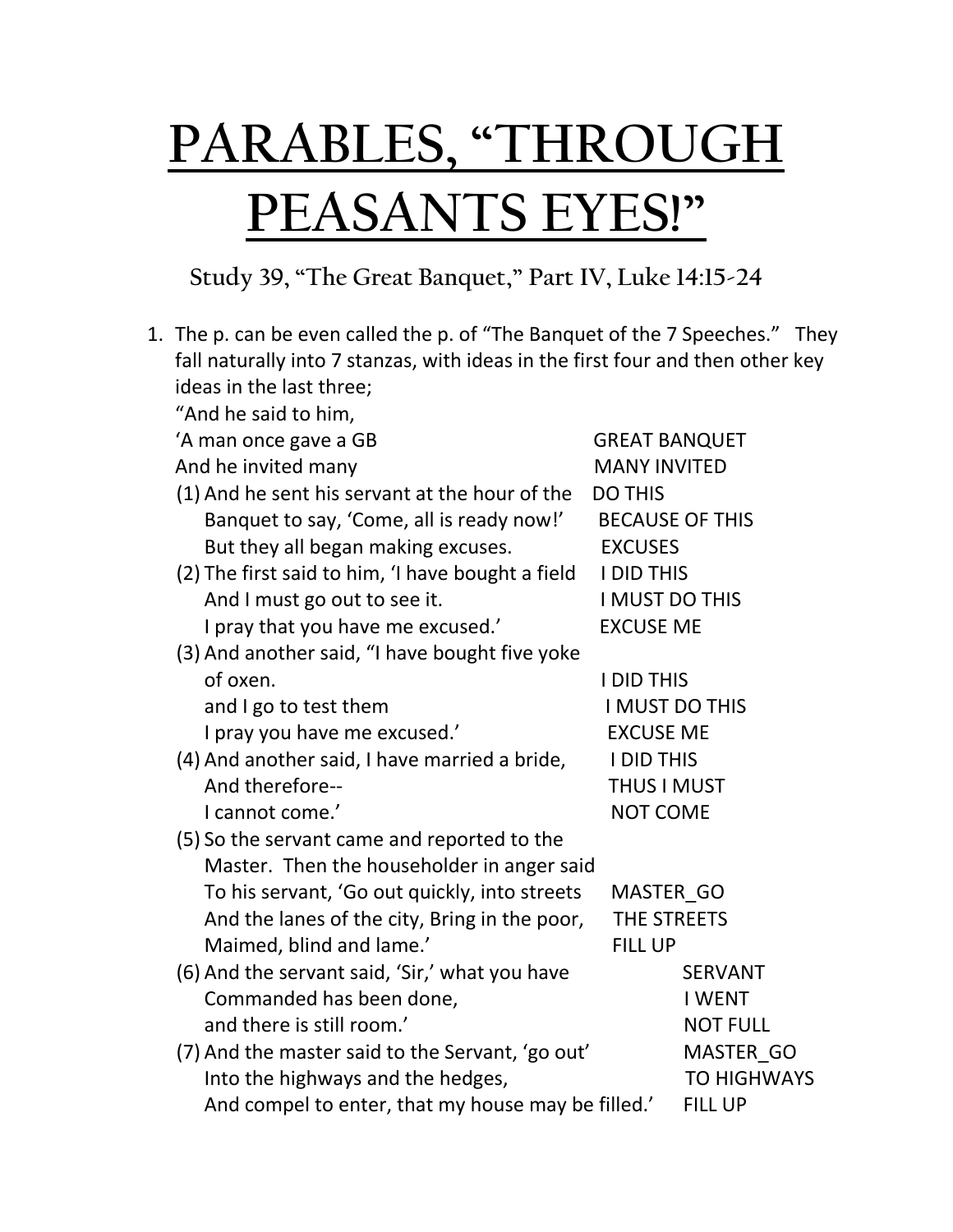# PARABLES, "THROUGH PEASANTS EYES!"

### Study 39, "The Great Banquet," Part IV, Luke 14:15-24

1. The p. can be even called the p. of "The Banquet of the 7 Speeches." They fall naturally into 7 stanzas, with ideas in the first four and then other key ideas in the last three;

   "And he said to him,

   | | |
   |---|---|
   | 'A man once gave a GB | GREAT BANQUET |
   | And he invited many | MANY INVITED |
   | (1) And he sent his servant at the hour of the | DO THIS |
   | Banquet to say, 'Come, all is ready now!' | BECAUSE OF THIS |
   | But they all began making excuses. | EXCUSES |
   | (2) The first said to him, 'I have bought a field | I DID THIS |
   | And I must go out to see it. | I MUST DO THIS |
   | I pray that you have me excused.' | EXCUSE ME |
   | (3) And another said, "I have bought five yoke | |
   | of oxen. | I DID THIS |
   | and I go to test them | I MUST DO THIS |
   | I pray you have me excused.' | EXCUSE ME |
   | (4) And another said, I have married a bride, | I DID THIS |
   | And therefore-- | THUS I MUST |
   | I cannot come.' | NOT COME |
   | (5) So the servant came and reported to the | |
   | Master. Then the householder in anger said | |
   | To his servant, 'Go out quickly, into streets | MASTER_GO |
   | And the lanes of the city, Bring in the poor, | THE STREETS |
   | Maimed, blind and lame.' | FILL UP |
   | (6) And the servant said, 'Sir,' what you have | SERVANT |
   | Commanded has been done, | I WENT |
   | and there is still room.' | NOT FULL |
   | (7) And the master said to the Servant, 'go out' | MASTER_GO |
   | Into the highways and the hedges, | TO HIGHWAYS |
   | And compel to enter, that my house may be filled.' | FILL UP |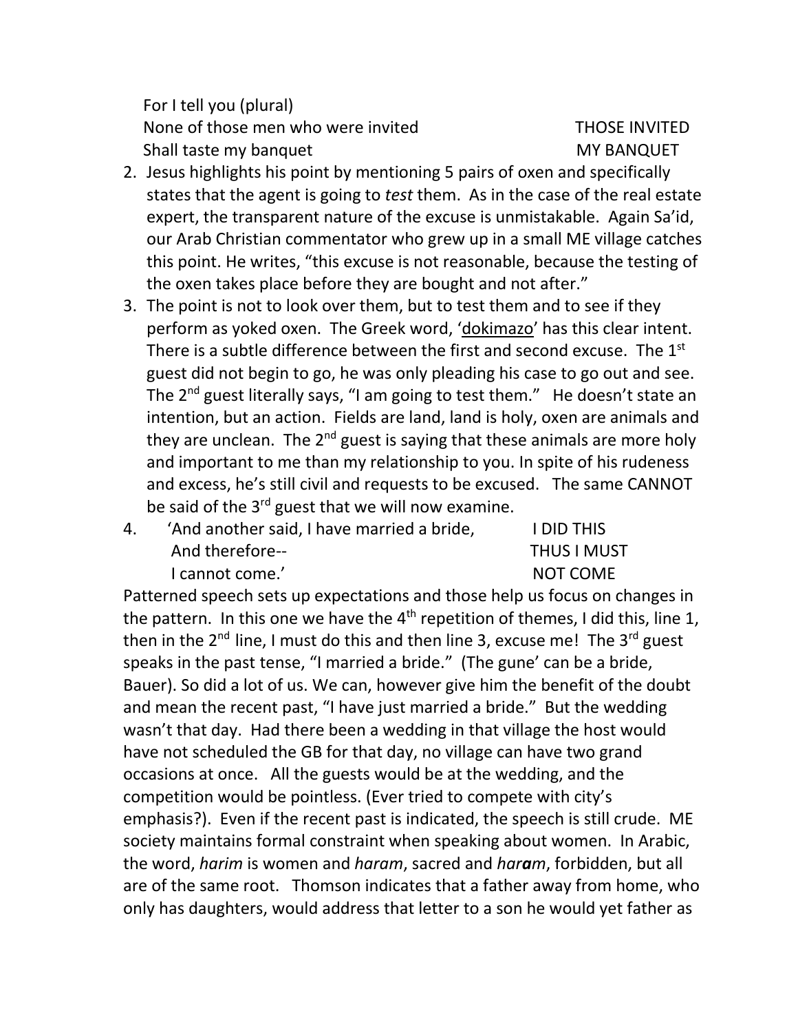For I tell you (plural)  
None of those men who were invited THOSE INVITED  
Shall taste my banquet MY BANQUET

2. Jesus highlights his point by mentioning 5 pairs of oxen and specifically states that the agent is going to *test* them. As in the case of the real estate expert, the transparent nature of the excuse is unmistakable. Again Sa'id, our Arab Christian commentator who grew up in a small ME village catches this point. He writes, "this excuse is not reasonable, because the testing of the oxen takes place before they are bought and not after."
3. The point is not to look over them, but to test them and to see if they perform as yoked oxen. The Greek word, 'dokimazo' has this clear intent. There is a subtle difference between the first and second excuse. The 1st guest did not begin to go, he was only pleading his case to go out and see. The 2nd guest literally says, "I am going to test them." He doesn't state an intention, but an action. Fields are land, land is holy, oxen are animals and they are unclean. The 2nd guest is saying that these animals are more holy and important to me than my relationship to you. In spite of his rudeness and excess, he's still civil and requests to be excused. The same CANNOT be said of the 3rd guest that we will now examine.
4. 'And another said, I have married a bride, I DID THIS  
   And therefore-- THUS I MUST  
   I cannot come.' NOT COME

Patterned speech sets up expectations and those help us focus on changes in the pattern. In this one we have the 4th repetition of themes, I did this, line 1, then in the 2nd line, I must do this and then line 3, excuse me! The 3rd guest speaks in the past tense, "I married a bride." (The gune' can be a bride, Bauer). So did a lot of us. We can, however give him the benefit of the doubt and mean the recent past, "I have just married a bride." But the wedding wasn't that day. Had there been a wedding in that village the host would have not scheduled the GB for that day, no village can have two grand occasions at once. All the guests would be at the wedding, and the competition would be pointless. (Ever tried to compete with city's emphasis?). Even if the recent past is indicated, the speech is still crude. ME society maintains formal constraint when speaking about women. In Arabic, the word, *harim* is women and *haram*, sacred and *har**a**m*, forbidden, but all are of the same root. Thomson indicates that a father away from home, who only has daughters, would address that letter to a son he would yet father as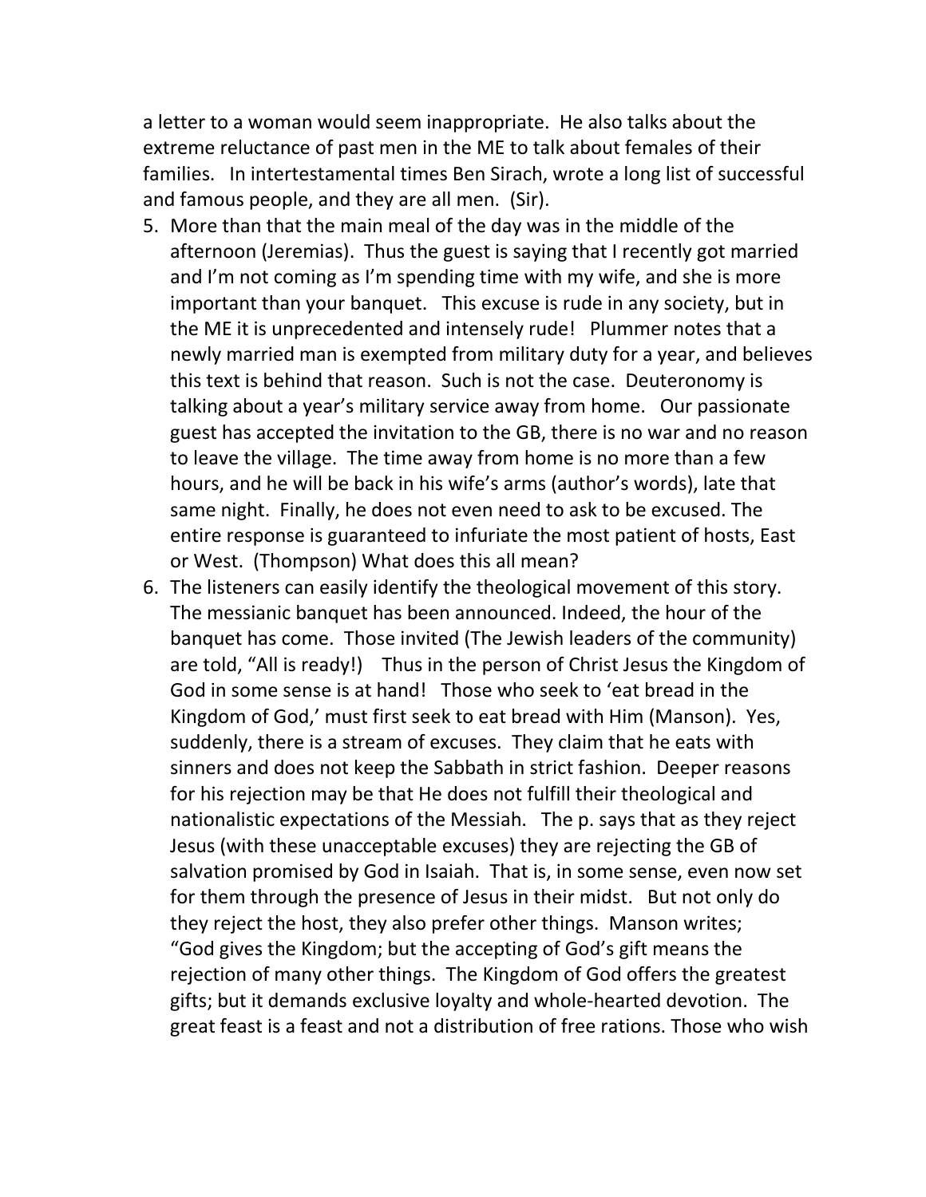a letter to a woman would seem inappropriate. He also talks about the extreme reluctance of past men in the ME to talk about females of their families. In intertestamental times Ben Sirach, wrote a long list of successful and famous people, and they are all men. (Sir).

5. More than that the main meal of the day was in the middle of the afternoon (Jeremias). Thus the guest is saying that I recently got married and I'm not coming as I'm spending time with my wife, and she is more important than your banquet. This excuse is rude in any society, but in the ME it is unprecedented and intensely rude! Plummer notes that a newly married man is exempted from military duty for a year, and believes this text is behind that reason. Such is not the case. Deuteronomy is talking about a year's military service away from home. Our passionate guest has accepted the invitation to the GB, there is no war and no reason to leave the village. The time away from home is no more than a few hours, and he will be back in his wife's arms (author's words), late that same night. Finally, he does not even need to ask to be excused. The entire response is guaranteed to infuriate the most patient of hosts, East or West. (Thompson) What does this all mean?
6. The listeners can easily identify the theological movement of this story. The messianic banquet has been announced. Indeed, the hour of the banquet has come. Those invited (The Jewish leaders of the community) are told, "All is ready!) Thus in the person of Christ Jesus the Kingdom of God in some sense is at hand! Those who seek to 'eat bread in the Kingdom of God,' must first seek to eat bread with Him (Manson). Yes, suddenly, there is a stream of excuses. They claim that he eats with sinners and does not keep the Sabbath in strict fashion. Deeper reasons for his rejection may be that He does not fulfill their theological and nationalistic expectations of the Messiah. The p. says that as they reject Jesus (with these unacceptable excuses) they are rejecting the GB of salvation promised by God in Isaiah. That is, in some sense, even now set for them through the presence of Jesus in their midst. But not only do they reject the host, they also prefer other things. Manson writes; "God gives the Kingdom; but the accepting of God's gift means the rejection of many other things. The Kingdom of God offers the greatest gifts; but it demands exclusive loyalty and whole-hearted devotion. The great feast is a feast and not a distribution of free rations. Those who wish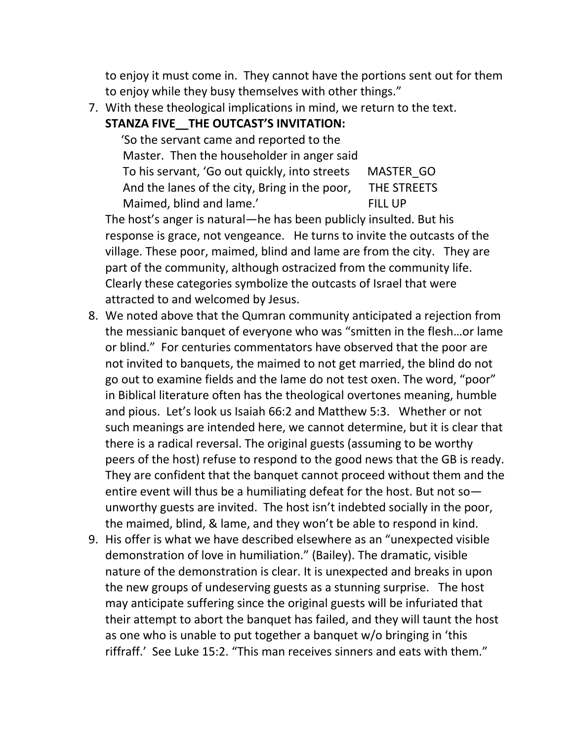to enjoy it must come in. They cannot have the portions sent out for them to enjoy while they busy themselves with other things."

7. With these theological implications in mind, we return to the text.

   **STANZA FIVE__THE OUTCAST'S INVITATION:**

   | | |
   |---|---|
   | 'So the servant came and reported to the | |
   | Master. Then the householder in anger said | |
   | To his servant, 'Go out quickly, into streets | MASTER_GO |
   | And the lanes of the city, Bring in the poor, | THE STREETS |
   | Maimed, blind and lame.' | FILL UP |

   The host's anger is natural—he has been publicly insulted. But his response is grace, not vengeance. He turns to invite the outcasts of the village. These poor, maimed, blind and lame are from the city. They are part of the community, although ostracized from the community life. Clearly these categories symbolize the outcasts of Israel that were attracted to and welcomed by Jesus.

8. We noted above that the Qumran community anticipated a rejection from the messianic banquet of everyone who was "smitten in the flesh…or lame or blind." For centuries commentators have observed that the poor are not invited to banquets, the maimed to not get married, the blind do not go out to examine fields and the lame do not test oxen. The word, "poor" in Biblical literature often has the theological overtones meaning, humble and pious. Let's look us Isaiah 66:2 and Matthew 5:3. Whether or not such meanings are intended here, we cannot determine, but it is clear that there is a radical reversal. The original guests (assuming to be worthy peers of the host) refuse to respond to the good news that the GB is ready. They are confident that the banquet cannot proceed without them and the entire event will thus be a humiliating defeat for the host. But not so—unworthy guests are invited. The host isn't indebted socially in the poor, the maimed, blind, & lame, and they won't be able to respond in kind.

9. His offer is what we have described elsewhere as an "unexpected visible demonstration of love in humiliation." (Bailey). The dramatic, visible nature of the demonstration is clear. It is unexpected and breaks in upon the new groups of undeserving guests as a stunning surprise. The host may anticipate suffering since the original guests will be infuriated that their attempt to abort the banquet has failed, and they will taunt the host as one who is unable to put together a banquet w/o bringing in 'this riffraff.' See Luke 15:2. "This man receives sinners and eats with them."